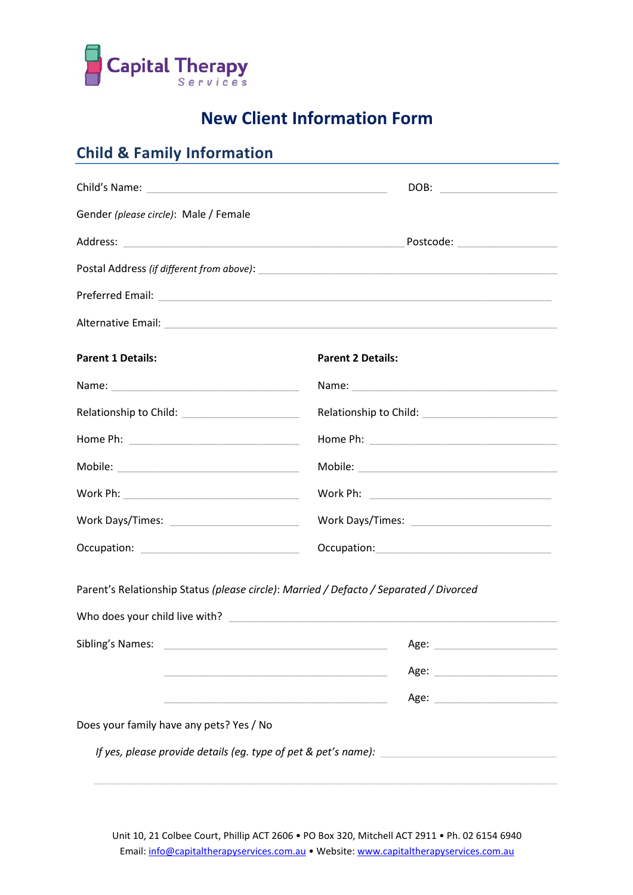Capital Therapy Services

# New Client Information Form

## Child & Family Information

Child's Name: ________________________________________ DOB: ____________________

Gender *(please circle)*: Male / Female

Address: ______________________________________________ Postcode: ________________

Postal Address *(if different from above)*: ___________________________________________

Preferred Email: _______________________________________________________________

Alternative Email: ______________________________________________________________

| **Parent 1 Details:** | **Parent 2 Details:** |
|---|---|
| Name: ______________________________ | Name: ______________________________ |
| Relationship to Child: __________________ | Relationship to Child: __________________ |
| Home Ph: ___________________________ | Home Ph: ___________________________ |
| Mobile: _____________________________ | Mobile: _____________________________ |
| Work Ph: ____________________________ | Work Ph: ____________________________ |
| Work Days/Times: _____________________ | Work Days/Times: _____________________ |
| Occupation: _________________________ | Occupation: _________________________ |

Parent's Relationship Status *(please circle)*: *Married / Defacto / Separated / Divorced*

Who does your child live with? ____________________________________________________

Sibling's Names: ____________________________________ Age: ____________________

____________________________________ Age: ____________________

____________________________________ Age: ____________________

Does your family have any pets? Yes / No

*If yes, please provide details (eg. type of pet & pet's name):* ______________________________

_____________________________________________________________________________

Unit 10, 21 Colbee Court, Phillip ACT 2606 • PO Box 320, Mitchell ACT 2911 • Ph. 02 6154 6940
Email: info@capitaltherapyservices.com.au • Website: www.capitaltherapyservices.com.au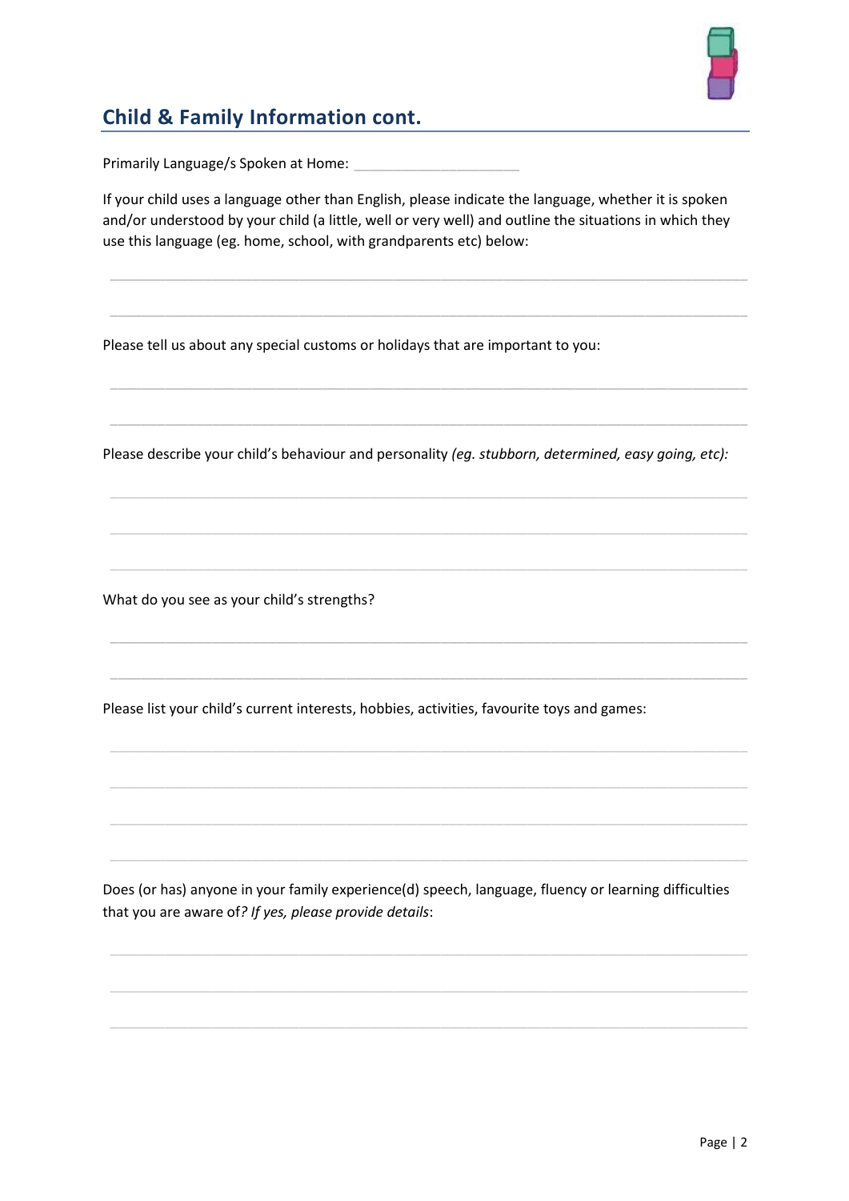## Child & Family Information cont.

Primarily Language/s Spoken at Home: ____________________

If your child uses a language other than English, please indicate the language, whether it is spoken and/or understood by your child (a little, well or very well) and outline the situations in which they use this language (eg. home, school, with grandparents etc) below:

______________________________________________________________________________

______________________________________________________________________________

Please tell us about any special customs or holidays that are important to you:

______________________________________________________________________________

______________________________________________________________________________

Please describe your child's behaviour and personality *(eg. stubborn, determined, easy going, etc):*

______________________________________________________________________________

______________________________________________________________________________

______________________________________________________________________________

What do you see as your child's strengths?

______________________________________________________________________________

______________________________________________________________________________

Please list your child's current interests, hobbies, activities, favourite toys and games:

______________________________________________________________________________

______________________________________________________________________________

______________________________________________________________________________

______________________________________________________________________________

Does (or has) anyone in your family experience(d) speech, language, fluency or learning difficulties that you are aware of*? If yes, please provide details*:

______________________________________________________________________________

______________________________________________________________________________

______________________________________________________________________________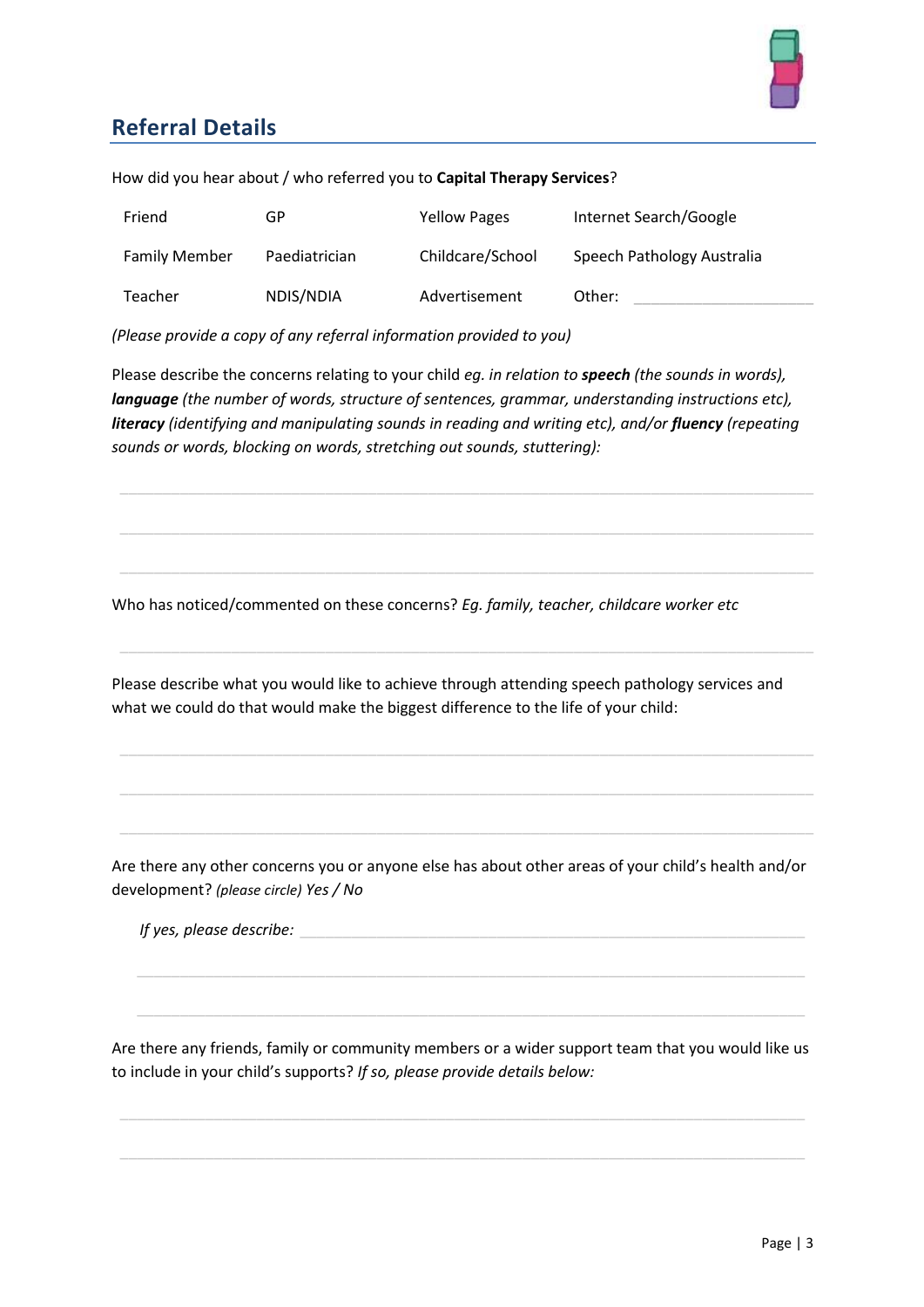## Referral Details

How did you hear about / who referred you to **Capital Therapy Services**?

| Friend | GP | Yellow Pages | Internet Search/Google |
|---|---|---|---|
| Family Member | Paediatrician | Childcare/School | Speech Pathology Australia |
| Teacher | NDIS/NDIA | Advertisement | Other: ____________ |

*(Please provide a copy of any referral information provided to you)*

Please describe the concerns relating to your child *eg. in relation to **speech** (the sounds in words), **language** (the number of words, structure of sentences, grammar, understanding instructions etc), **literacy** (identifying and manipulating sounds in reading and writing etc), and/or **fluency** (repeating sounds or words, blocking on words, stretching out sounds, stuttering):*

______________________________________________________________________

______________________________________________________________________

______________________________________________________________________

Who has noticed/commented on these concerns? *Eg. family, teacher, childcare worker etc*

______________________________________________________________________

Please describe what you would like to achieve through attending speech pathology services and what we could do that would make the biggest difference to the life of your child:

______________________________________________________________________

______________________________________________________________________

______________________________________________________________________

Are there any other concerns you or anyone else has about other areas of your child's health and/or development? *(please circle) Yes / No*

*If yes, please describe:* ______________________________________________________

______________________________________________________________________

______________________________________________________________________

Are there any friends, family or community members or a wider support team that you would like us to include in your child's supports? *If so, please provide details below:*

______________________________________________________________________

______________________________________________________________________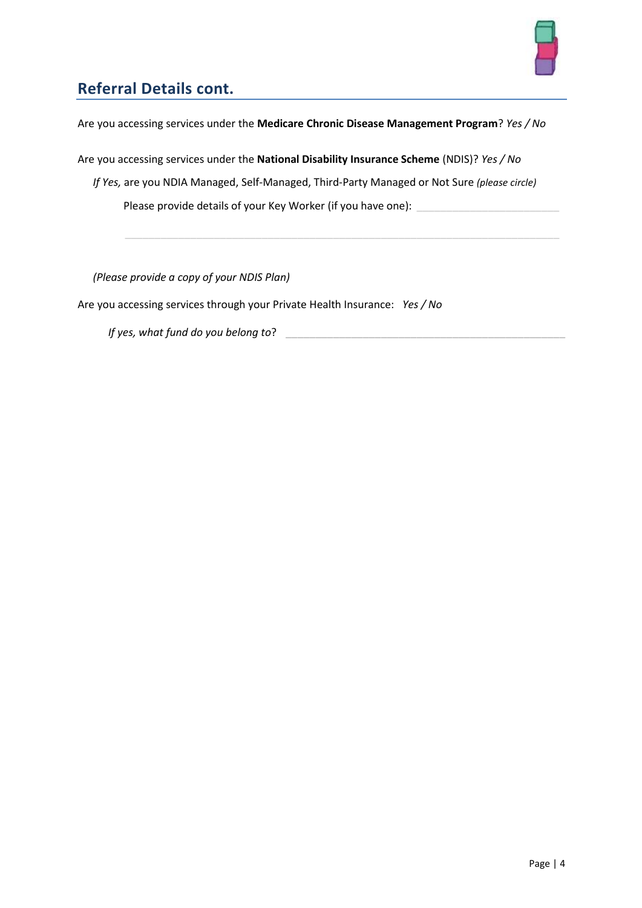## Referral Details cont.

Are you accessing services under the **Medicare Chronic Disease Management Program**? *Yes / No*

Are you accessing services under the **National Disability Insurance Scheme** (NDIS)? *Yes / No*

*If Yes,* are you NDIA Managed, Self-Managed, Third-Party Managed or Not Sure *(please circle)*

Please provide details of your Key Worker (if you have one): ______________________________

______________________________________________________________________________

*(Please provide a copy of your NDIS Plan)*

Are you accessing services through your Private Health Insurance: *Yes / No*

*If yes, what fund do you belong to*? ______________________________________________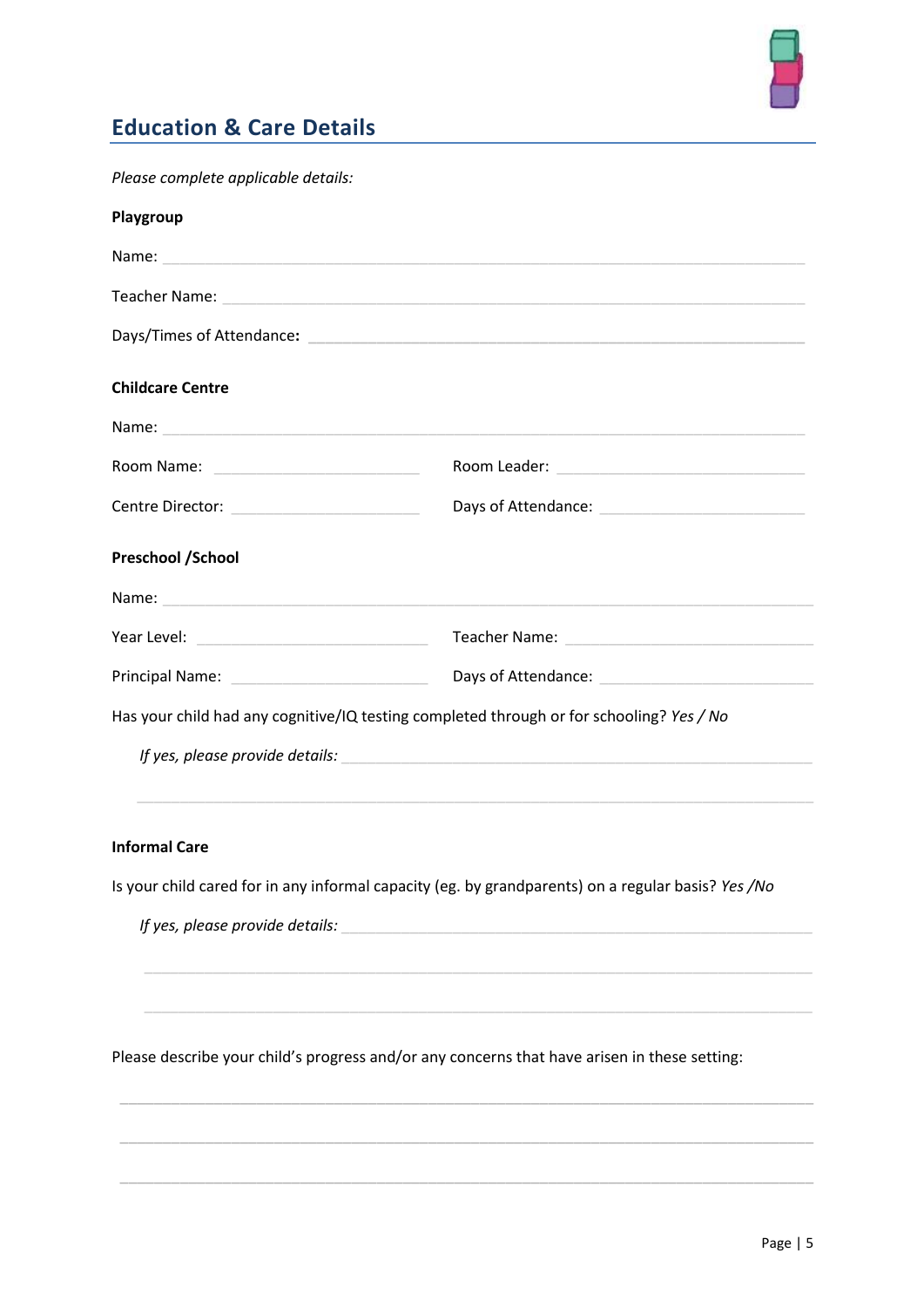## Education & Care Details

*Please complete applicable details:*

**Playgroup**

Name: ______________________________________________

Teacher Name: ______________________________________________

Days/Times of Attendance**:** ______________________________________________

**Childcare Centre**

Name: ______________________________________________

Room Name: ____________________ Room Leader: ____________________

Centre Director: ____________________ Days of Attendance: ____________________

**Preschool /School**

Name: ______________________________________________

Year Level: ____________________ Teacher Name: ____________________

Principal Name: ____________________ Days of Attendance: ____________________

Has your child had any cognitive/IQ testing completed through or for schooling? *Yes / No*

*If yes, please provide details:* ______________________________________________

______________________________________________

**Informal Care**

Is your child cared for in any informal capacity (eg. by grandparents) on a regular basis? *Yes /No*

*If yes, please provide details:* ______________________________________________

______________________________________________

______________________________________________

Please describe your child's progress and/or any concerns that have arisen in these setting:

______________________________________________

______________________________________________

______________________________________________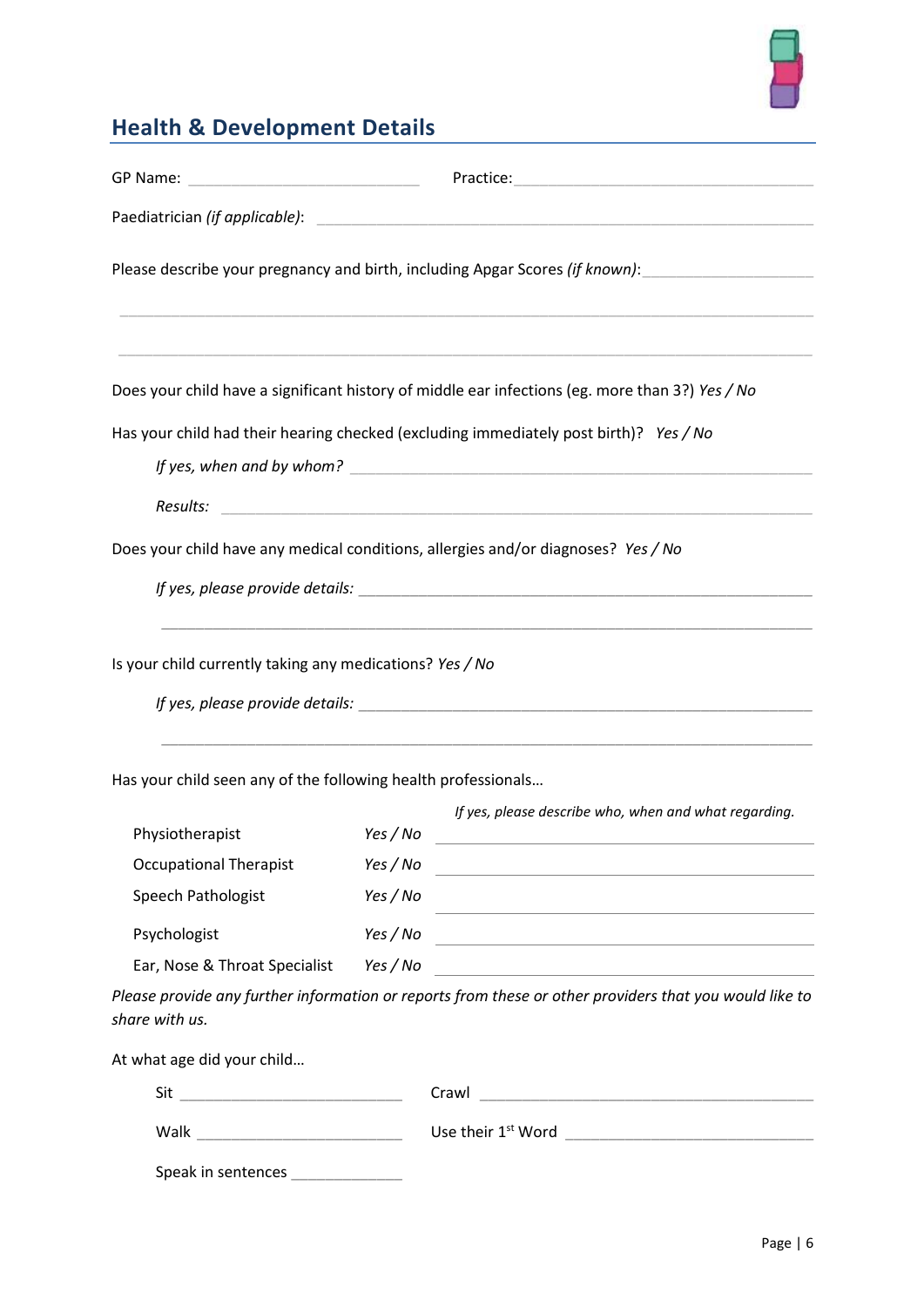## Health & Development Details

GP Name: ____________________________ Practice: ____________________________________

Paediatrician *(if applicable)*: ________________________________________________________

Please describe your pregnancy and birth, including Apgar Scores *(if known)*: ____________________

_____________________________________________________________________________

_____________________________________________________________________________

Does your child have a significant history of middle ear infections (eg. more than 3?) *Yes / No*

Has your child had their hearing checked (excluding immediately post birth)? *Yes / No*

*If yes, when and by whom?* ____________________________________________________

*Results:* ________________________________________________________________

Does your child have any medical conditions, allergies and/or diagnoses? *Yes / No*

*If yes, please provide details:* _______________________________________________

_____________________________________________________________________________

Is your child currently taking any medications? *Yes / No*

*If yes, please provide details:* _______________________________________________

_____________________________________________________________________________

Has your child seen any of the following health professionals…

| | | *If yes, please describe who, when and what regarding.* |
|---|---|---|
| Physiotherapist | *Yes / No* | ______________________________ |
| Occupational Therapist | *Yes / No* | ______________________________ |
| Speech Pathologist | *Yes / No* | ______________________________ |
| Psychologist | *Yes / No* | ______________________________ |
| Ear, Nose & Throat Specialist | *Yes / No* | ______________________________ |

*Please provide any further information or reports from these or other providers that you would like to share with us.*

At what age did your child…

Sit ________________________ Crawl ________________________________

Walk ______________________ Use their 1st Word ___________________________

Speak in sentences ____________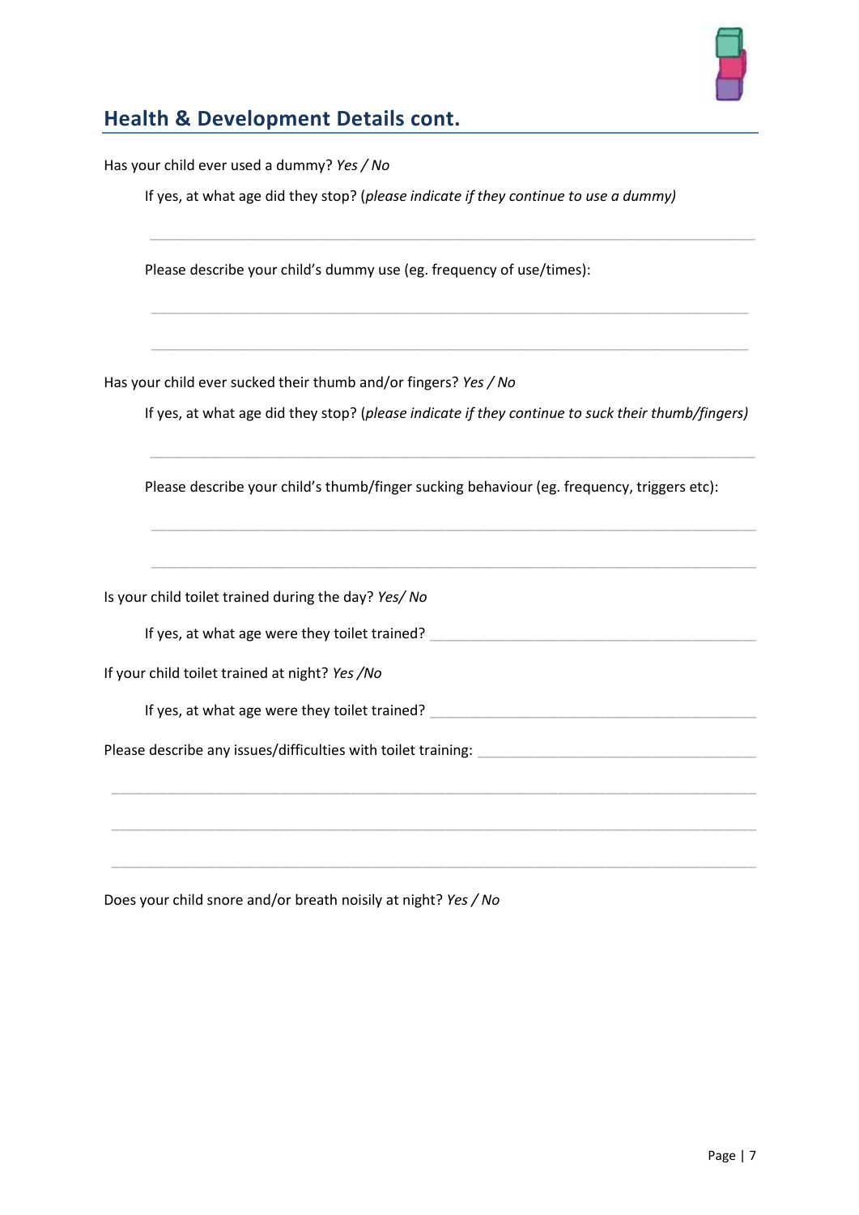## Health & Development Details cont.

Has your child ever used a dummy? *Yes / No*

If yes, at what age did they stop? (*please indicate if they continue to use a dummy)*

\_\_\_\_\_\_\_\_\_\_\_\_\_\_\_\_\_\_\_\_\_\_\_\_\_\_\_\_\_\_\_\_\_\_\_\_\_\_\_\_\_\_\_\_\_\_\_\_\_\_\_\_\_\_\_\_\_\_\_\_\_\_\_\_\_\_\_\_

Please describe your child's dummy use (eg. frequency of use/times):

\_\_\_\_\_\_\_\_\_\_\_\_\_\_\_\_\_\_\_\_\_\_\_\_\_\_\_\_\_\_\_\_\_\_\_\_\_\_\_\_\_\_\_\_\_\_\_\_\_\_\_\_\_\_\_\_\_\_\_\_\_\_\_\_\_\_\_\_

\_\_\_\_\_\_\_\_\_\_\_\_\_\_\_\_\_\_\_\_\_\_\_\_\_\_\_\_\_\_\_\_\_\_\_\_\_\_\_\_\_\_\_\_\_\_\_\_\_\_\_\_\_\_\_\_\_\_\_\_\_\_\_\_\_\_\_\_

Has your child ever sucked their thumb and/or fingers? *Yes / No*

If yes, at what age did they stop? (*please indicate if they continue to suck their thumb/fingers)*

\_\_\_\_\_\_\_\_\_\_\_\_\_\_\_\_\_\_\_\_\_\_\_\_\_\_\_\_\_\_\_\_\_\_\_\_\_\_\_\_\_\_\_\_\_\_\_\_\_\_\_\_\_\_\_\_\_\_\_\_\_\_\_\_\_\_\_\_

Please describe your child's thumb/finger sucking behaviour (eg. frequency, triggers etc):

\_\_\_\_\_\_\_\_\_\_\_\_\_\_\_\_\_\_\_\_\_\_\_\_\_\_\_\_\_\_\_\_\_\_\_\_\_\_\_\_\_\_\_\_\_\_\_\_\_\_\_\_\_\_\_\_\_\_\_\_\_\_\_\_\_\_\_\_

\_\_\_\_\_\_\_\_\_\_\_\_\_\_\_\_\_\_\_\_\_\_\_\_\_\_\_\_\_\_\_\_\_\_\_\_\_\_\_\_\_\_\_\_\_\_\_\_\_\_\_\_\_\_\_\_\_\_\_\_\_\_\_\_\_\_\_\_

Is your child toilet trained during the day? *Yes/ No*

If yes, at what age were they toilet trained? \_\_\_\_\_\_\_\_\_\_\_\_\_\_\_\_\_\_\_\_\_\_\_\_\_\_\_\_\_\_\_\_\_\_\_\_\_\_\_\_

If your child toilet trained at night? *Yes /No*

If yes, at what age were they toilet trained? \_\_\_\_\_\_\_\_\_\_\_\_\_\_\_\_\_\_\_\_\_\_\_\_\_\_\_\_\_\_\_\_\_\_\_\_\_\_\_\_

Please describe any issues/difficulties with toilet training: \_\_\_\_\_\_\_\_\_\_\_\_\_\_\_\_\_\_\_\_\_\_\_\_\_\_\_\_\_\_\_\_\_\_\_\_

\_\_\_\_\_\_\_\_\_\_\_\_\_\_\_\_\_\_\_\_\_\_\_\_\_\_\_\_\_\_\_\_\_\_\_\_\_\_\_\_\_\_\_\_\_\_\_\_\_\_\_\_\_\_\_\_\_\_\_\_\_\_\_\_\_\_\_\_\_\_\_\_\_

\_\_\_\_\_\_\_\_\_\_\_\_\_\_\_\_\_\_\_\_\_\_\_\_\_\_\_\_\_\_\_\_\_\_\_\_\_\_\_\_\_\_\_\_\_\_\_\_\_\_\_\_\_\_\_\_\_\_\_\_\_\_\_\_\_\_\_\_\_\_\_\_\_

\_\_\_\_\_\_\_\_\_\_\_\_\_\_\_\_\_\_\_\_\_\_\_\_\_\_\_\_\_\_\_\_\_\_\_\_\_\_\_\_\_\_\_\_\_\_\_\_\_\_\_\_\_\_\_\_\_\_\_\_\_\_\_\_\_\_\_\_\_\_\_\_\_

Does your child snore and/or breath noisily at night? *Yes / No*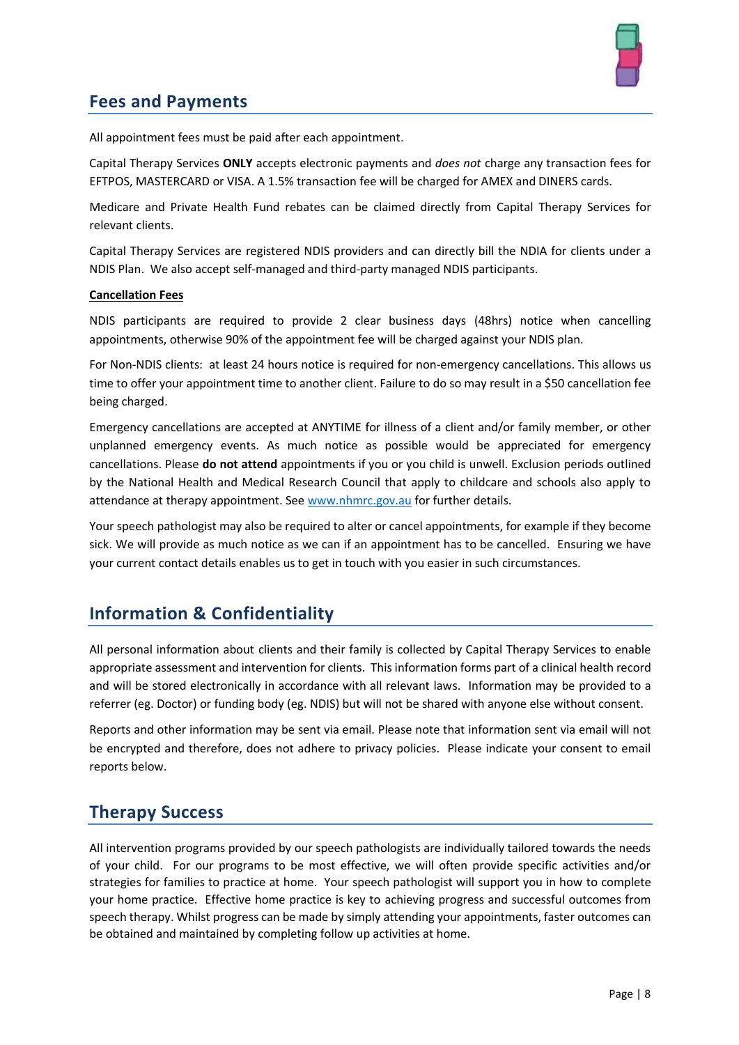## Fees and Payments

All appointment fees must be paid after each appointment.

Capital Therapy Services **ONLY** accepts electronic payments and *does not* charge any transaction fees for EFTPOS, MASTERCARD or VISA. A 1.5% transaction fee will be charged for AMEX and DINERS cards.

Medicare and Private Health Fund rebates can be claimed directly from Capital Therapy Services for relevant clients.

Capital Therapy Services are registered NDIS providers and can directly bill the NDIA for clients under a NDIS Plan. We also accept self-managed and third-party managed NDIS participants.

**Cancellation Fees**

NDIS participants are required to provide 2 clear business days (48hrs) notice when cancelling appointments, otherwise 90% of the appointment fee will be charged against your NDIS plan.

For Non-NDIS clients: at least 24 hours notice is required for non-emergency cancellations. This allows us time to offer your appointment time to another client. Failure to do so may result in a $50 cancellation fee being charged.

Emergency cancellations are accepted at ANYTIME for illness of a client and/or family member, or other unplanned emergency events. As much notice as possible would be appreciated for emergency cancellations. Please **do not attend** appointments if you or you child is unwell. Exclusion periods outlined by the National Health and Medical Research Council that apply to childcare and schools also apply to attendance at therapy appointment. See www.nhmrc.gov.au for further details.

Your speech pathologist may also be required to alter or cancel appointments, for example if they become sick. We will provide as much notice as we can if an appointment has to be cancelled. Ensuring we have your current contact details enables us to get in touch with you easier in such circumstances.

## Information & Confidentiality

All personal information about clients and their family is collected by Capital Therapy Services to enable appropriate assessment and intervention for clients. This information forms part of a clinical health record and will be stored electronically in accordance with all relevant laws. Information may be provided to a referrer (eg. Doctor) or funding body (eg. NDIS) but will not be shared with anyone else without consent.

Reports and other information may be sent via email. Please note that information sent via email will not be encrypted and therefore, does not adhere to privacy policies. Please indicate your consent to email reports below.

## Therapy Success

All intervention programs provided by our speech pathologists are individually tailored towards the needs of your child. For our programs to be most effective, we will often provide specific activities and/or strategies for families to practice at home. Your speech pathologist will support you in how to complete your home practice. Effective home practice is key to achieving progress and successful outcomes from speech therapy. Whilst progress can be made by simply attending your appointments, faster outcomes can be obtained and maintained by completing follow up activities at home.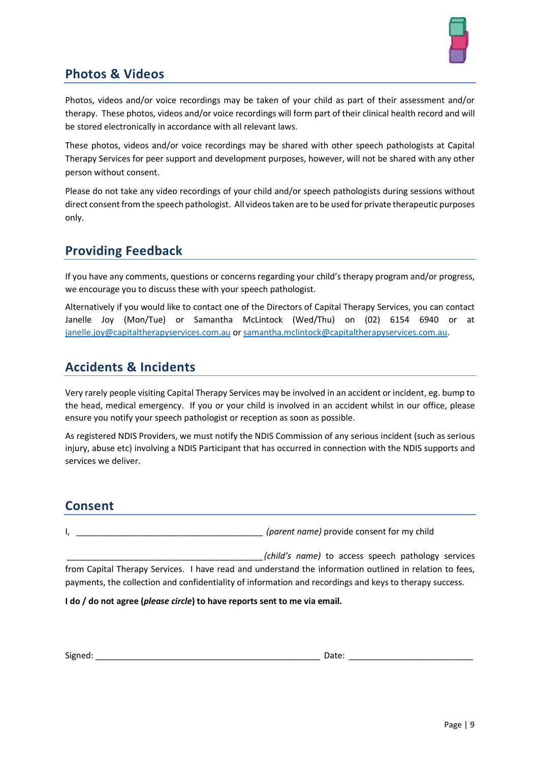## Photos & Videos

Photos, videos and/or voice recordings may be taken of your child as part of their assessment and/or therapy. These photos, videos and/or voice recordings will form part of their clinical health record and will be stored electronically in accordance with all relevant laws.

These photos, videos and/or voice recordings may be shared with other speech pathologists at Capital Therapy Services for peer support and development purposes, however, will not be shared with any other person without consent.

Please do not take any video recordings of your child and/or speech pathologists during sessions without direct consent from the speech pathologist. All videos taken are to be used for private therapeutic purposes only.

## Providing Feedback

If you have any comments, questions or concerns regarding your child's therapy program and/or progress, we encourage you to discuss these with your speech pathologist.

Alternatively if you would like to contact one of the Directors of Capital Therapy Services, you can contact Janelle Joy (Mon/Tue) or Samantha McLintock (Wed/Thu) on (02) 6154 6940 or at janelle.joy@capitaltherapyservices.com.au or samantha.mclintock@capitaltherapyservices.com.au.

## Accidents & Incidents

Very rarely people visiting Capital Therapy Services may be involved in an accident or incident, eg. bump to the head, medical emergency. If you or your child is involved in an accident whilst in our office, please ensure you notify your speech pathologist or reception as soon as possible.

As registered NDIS Providers, we must notify the NDIS Commission of any serious incident (such as serious injury, abuse etc) involving a NDIS Participant that has occurred in connection with the NDIS supports and services we deliver.

## Consent

I, _______________________________________ *(parent name)* provide consent for my child

_________________________________________ *(child's name)* to access speech pathology services from Capital Therapy Services. I have read and understand the information outlined in relation to fees, payments, the collection and confidentiality of information and recordings and keys to therapy success.

**I do / do not agree (*please circle*) to have reports sent to me via email.**

Signed: _______________________________________________ Date: __________________________